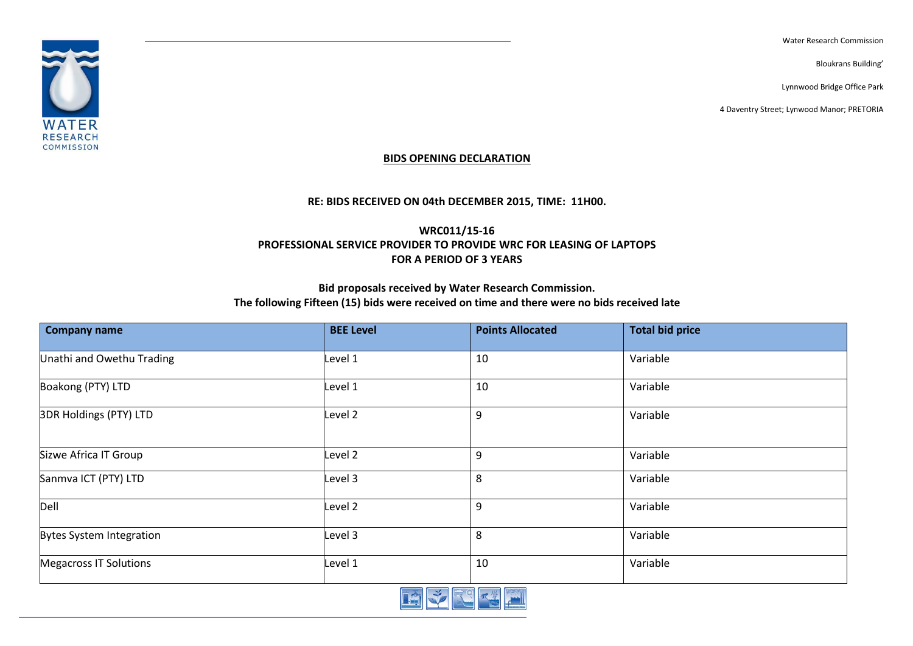Water Research Commission

Bloukrans Building'

Lynnwood Bridge Office Park

4 Daventry Street; Lynwood Manor; PRETORIA

## BIDS OPENING DECLARATION

**RE: BIDS RECEIVED ON 04th DECEMBER 2015, TIME: 11H00.**

**WRC011/15-16**
**PROFESSIONAL SERVICE PROVIDER TO PROVIDE WRC FOR LEASING OF LAPTOPS FOR A PERIOD OF 3 YEARS**

**Bid proposals received by Water Research Commission.**
**The following Fifteen (15) bids were received on time and there were no bids received late**

| Company name | BEE Level | Points Allocated | Total bid price |
|---|---|---|---|
| Unathi and Owethu Trading | Level 1 | 10 | Variable |
| Boakong (PTY) LTD | Level 1 | 10 | Variable |
| 3DR Holdings (PTY) LTD | Level 2 | 9 | Variable |
| Sizwe Africa IT Group | Level 2 | 9 | Variable |
| Sanmva ICT (PTY) LTD | Level 3 | 8 | Variable |
| Dell | Level 2 | 9 | Variable |
| Bytes System Integration | Level 3 | 8 | Variable |
| Megacross IT Solutions | Level 1 | 10 | Variable |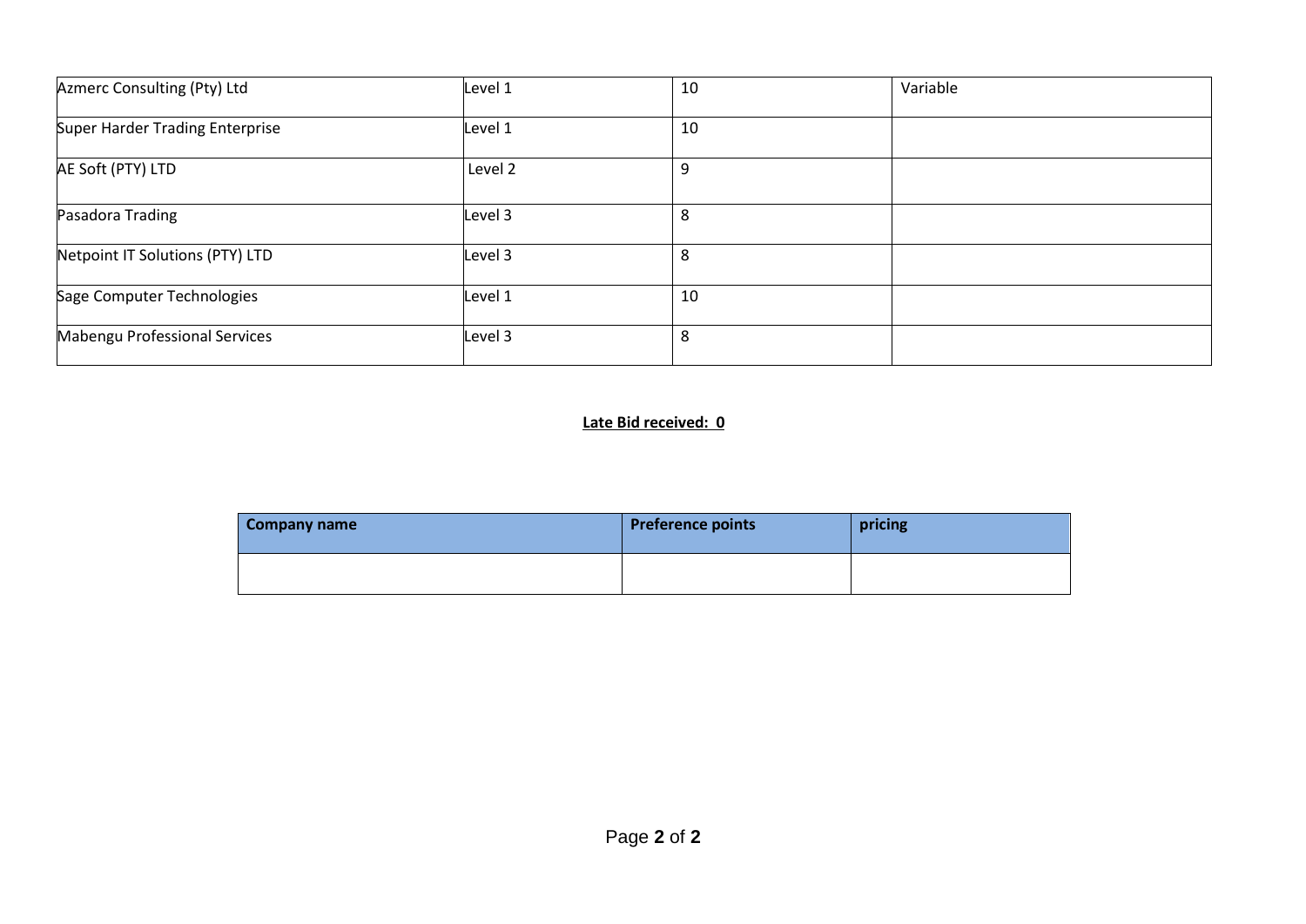| | | | |
|---|---|---|---|
| Azmerc Consulting (Pty) Ltd | Level 1 | 10 | Variable |
| Super Harder Trading Enterprise | Level 1 | 10 | |
| AE Soft (PTY) LTD | Level 2 | 9 | |
| Pasadora Trading | Level 3 | 8 | |
| Netpoint IT Solutions (PTY) LTD | Level 3 | 8 | |
| Sage Computer Technologies | Level 1 | 10 | |
| Mabengu Professional Services | Level 3 | 8 | |

**Late Bid received: 0**

| Company name | Preference points | pricing |
|---|---|---|
| | | |